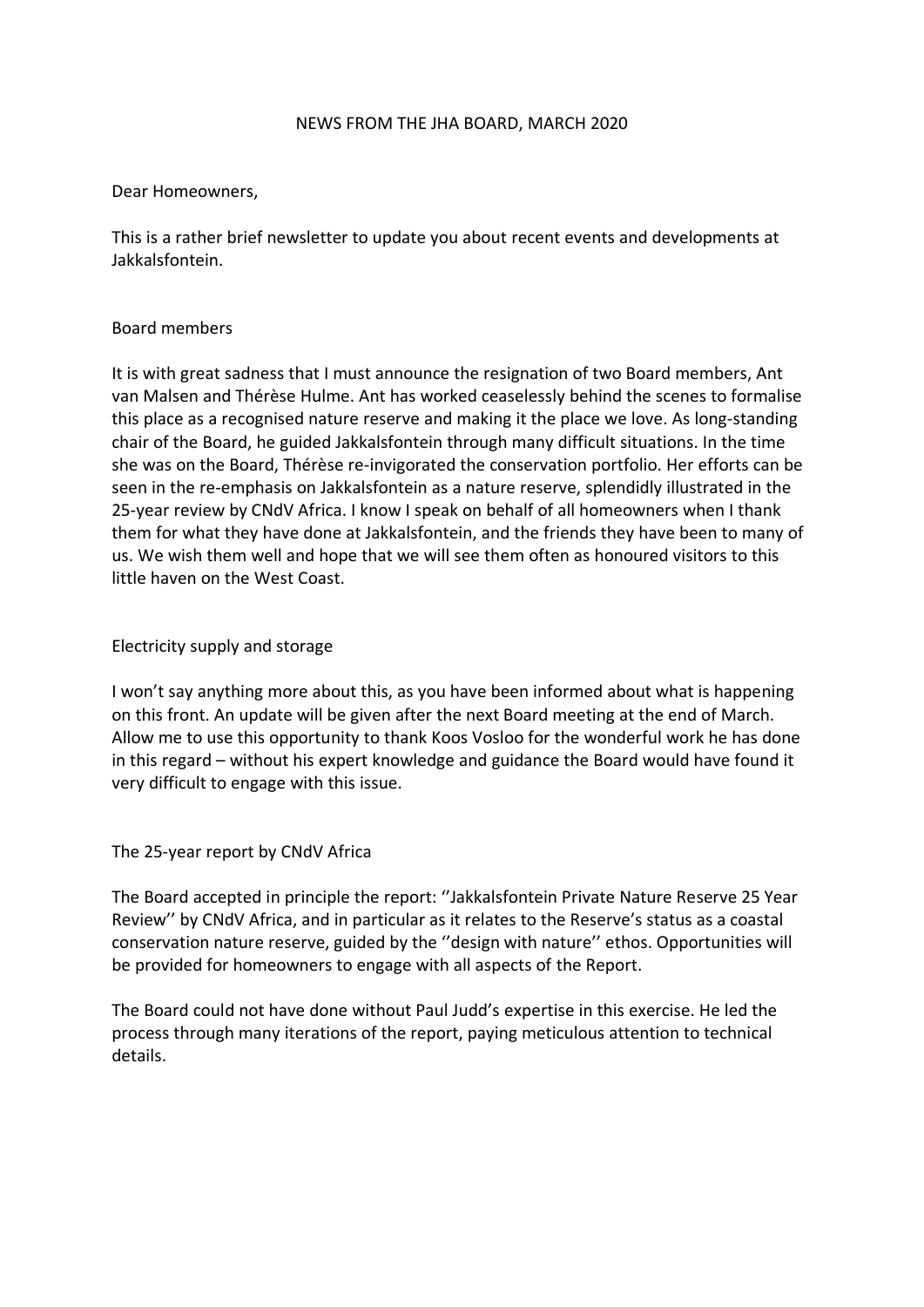# NEWS FROM THE JHA BOARD, MARCH 2020

Dear Homeowners,

This is a rather brief newsletter to update you about recent events and developments at Jakkalsfontein.

## Board members

It is with great sadness that I must announce the resignation of two Board members, Ant van Malsen and Thérèse Hulme. Ant has worked ceaselessly behind the scenes to formalise this place as a recognised nature reserve and making it the place we love. As long-standing chair of the Board, he guided Jakkalsfontein through many difficult situations. In the time she was on the Board, Thérèse re-invigorated the conservation portfolio. Her efforts can be seen in the re-emphasis on Jakkalsfontein as a nature reserve, splendidly illustrated in the 25-year review by CNdV Africa. I know I speak on behalf of all homeowners when I thank them for what they have done at Jakkalsfontein, and the friends they have been to many of us. We wish them well and hope that we will see them often as honoured visitors to this little haven on the West Coast.

## Electricity supply and storage

I won't say anything more about this, as you have been informed about what is happening on this front. An update will be given after the next Board meeting at the end of March. Allow me to use this opportunity to thank Koos Vosloo for the wonderful work he has done in this regard – without his expert knowledge and guidance the Board would have found it very difficult to engage with this issue.

## The 25-year report by CNdV Africa

The Board accepted in principle the report: ''Jakkalsfontein Private Nature Reserve 25 Year Review'' by CNdV Africa, and in particular as it relates to the Reserve's status as a coastal conservation nature reserve, guided by the ''design with nature'' ethos. Opportunities will be provided for homeowners to engage with all aspects of the Report.

The Board could not have done without Paul Judd's expertise in this exercise. He led the process through many iterations of the report, paying meticulous attention to technical details.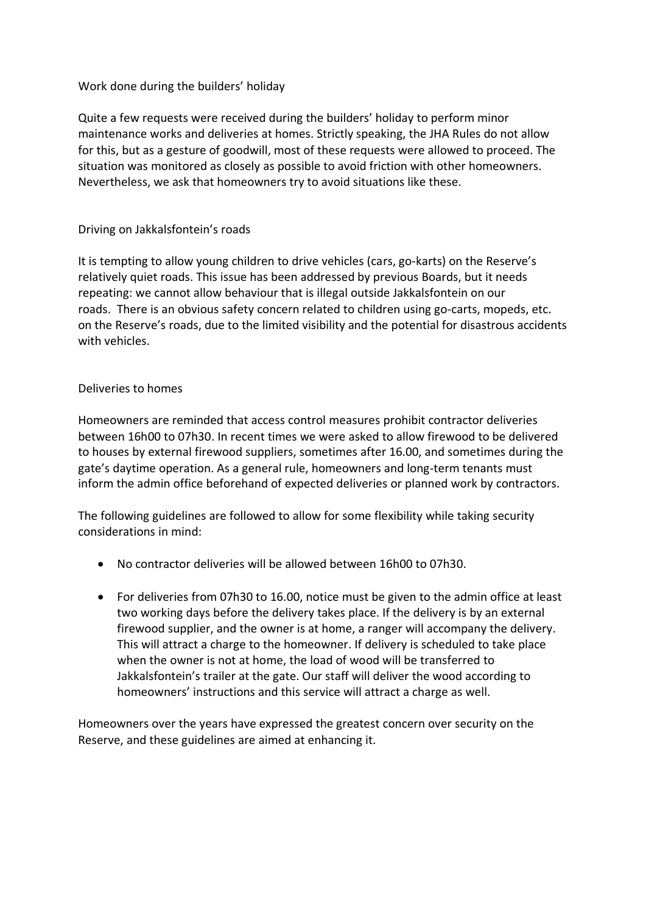## Work done during the builders' holiday

Quite a few requests were received during the builders' holiday to perform minor maintenance works and deliveries at homes. Strictly speaking, the JHA Rules do not allow for this, but as a gesture of goodwill, most of these requests were allowed to proceed. The situation was monitored as closely as possible to avoid friction with other homeowners. Nevertheless, we ask that homeowners try to avoid situations like these.

## Driving on Jakkalsfontein's roads

It is tempting to allow young children to drive vehicles (cars, go-karts) on the Reserve's relatively quiet roads. This issue has been addressed by previous Boards, but it needs repeating: we cannot allow behaviour that is illegal outside Jakkalsfontein on our roads. There is an obvious safety concern related to children using go-carts, mopeds, etc. on the Reserve's roads, due to the limited visibility and the potential for disastrous accidents with vehicles.

## Deliveries to homes

Homeowners are reminded that access control measures prohibit contractor deliveries between 16h00 to 07h30. In recent times we were asked to allow firewood to be delivered to houses by external firewood suppliers, sometimes after 16.00, and sometimes during the gate's daytime operation. As a general rule, homeowners and long-term tenants must inform the admin office beforehand of expected deliveries or planned work by contractors.

The following guidelines are followed to allow for some flexibility while taking security considerations in mind:

- No contractor deliveries will be allowed between 16h00 to 07h30.
- For deliveries from 07h30 to 16.00, notice must be given to the admin office at least two working days before the delivery takes place. If the delivery is by an external firewood supplier, and the owner is at home, a ranger will accompany the delivery. This will attract a charge to the homeowner. If delivery is scheduled to take place when the owner is not at home, the load of wood will be transferred to Jakkalsfontein's trailer at the gate. Our staff will deliver the wood according to homeowners' instructions and this service will attract a charge as well.

Homeowners over the years have expressed the greatest concern over security on the Reserve, and these guidelines are aimed at enhancing it.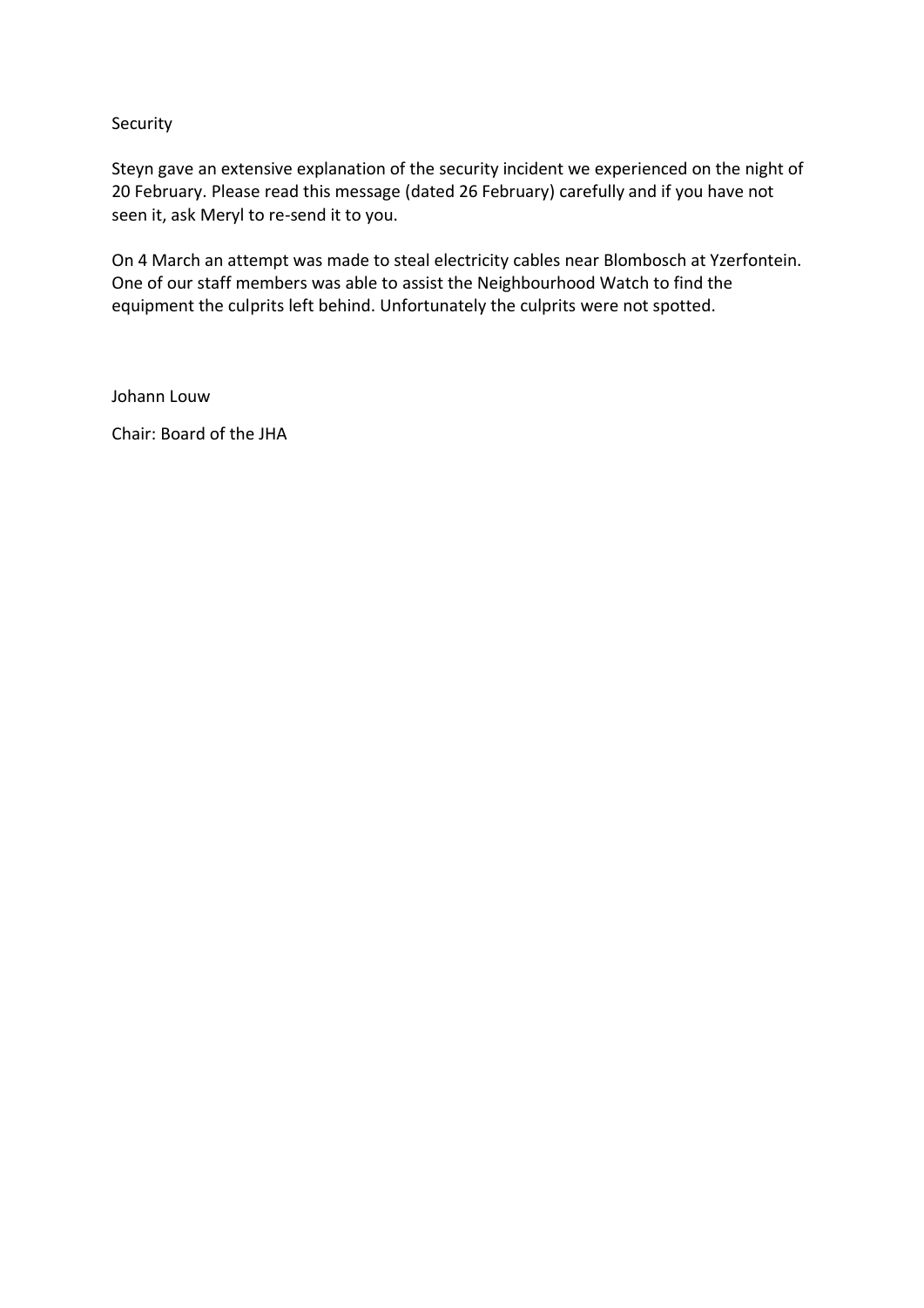## Security

Steyn gave an extensive explanation of the security incident we experienced on the night of 20 February. Please read this message (dated 26 February) carefully and if you have not seen it, ask Meryl to re-send it to you.

On 4 March an attempt was made to steal electricity cables near Blombosch at Yzerfontein. One of our staff members was able to assist the Neighbourhood Watch to find the equipment the culprits left behind. Unfortunately the culprits were not spotted.

Johann Louw

Chair: Board of the JHA